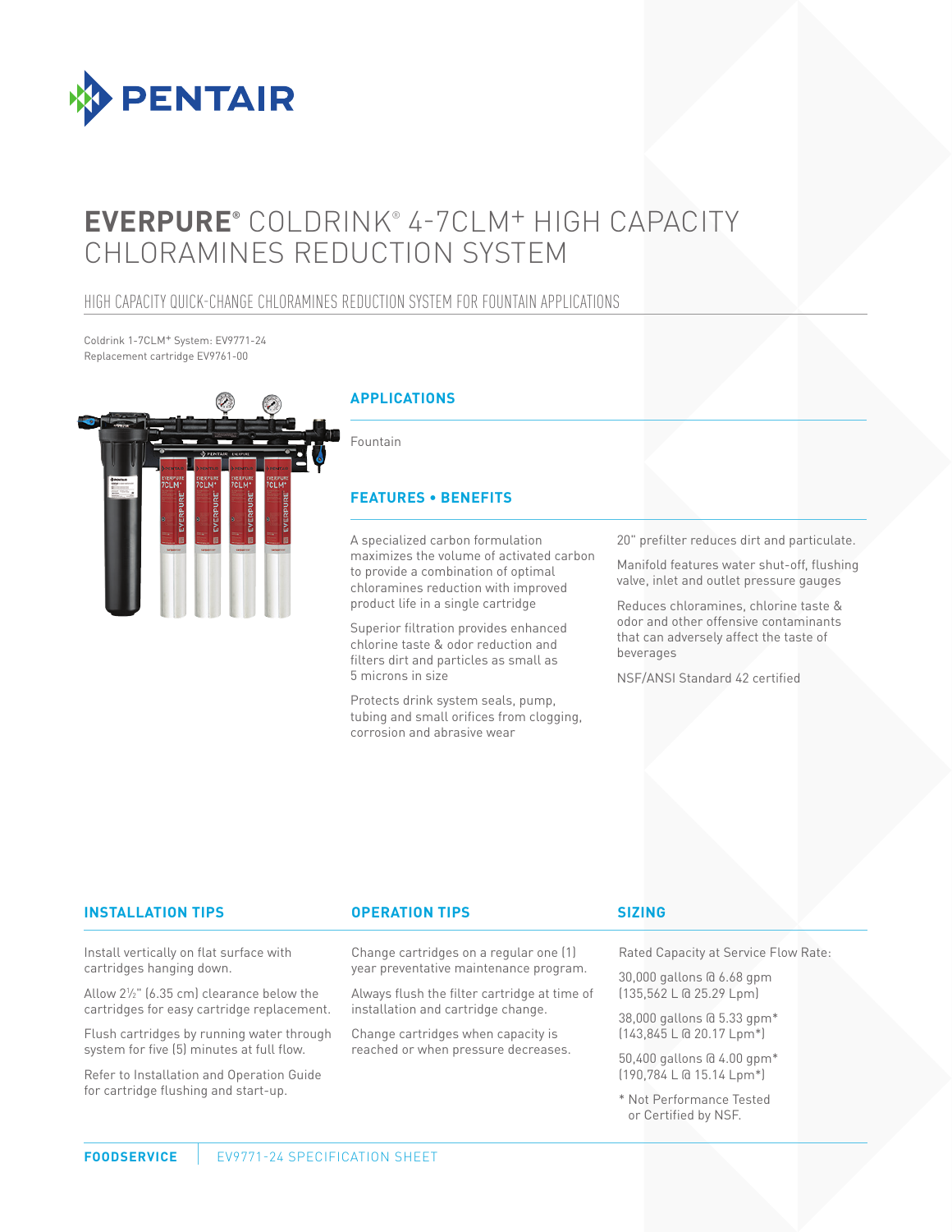# EVERPURE® COLDRINK® 4-7CLM+ HIGH CAPACITY CHLORAMINES REDUCTION SYSTEM

## HIGH CAPACITY QUICK-CHANGE CHLORAMINES REDUCTION SYSTEM FOR FOUNTAIN APPLICATIONS

Coldrink 1-7CLM+ System: EV9771-24
Replacement cartridge EV9761-00

### APPLICATIONS

Fountain

### FEATURES • BENEFITS

A specialized carbon formulation maximizes the volume of activated carbon to provide a combination of optimal chloramines reduction with improved product life in a single cartridge

Superior filtration provides enhanced chlorine taste & odor reduction and filters dirt and particles as small as 5 microns in size

Protects drink system seals, pump, tubing and small orifices from clogging, corrosion and abrasive wear

20" prefilter reduces dirt and particulate.

Manifold features water shut-off, flushing valve, inlet and outlet pressure gauges

Reduces chloramines, chlorine taste & odor and other offensive contaminants that can adversely affect the taste of beverages

NSF/ANSI Standard 42 certified

### INSTALLATION TIPS

Install vertically on flat surface with cartridges hanging down.

Allow 2½" (6.35 cm) clearance below the cartridges for easy cartridge replacement.

Flush cartridges by running water through system for five (5) minutes at full flow.

Refer to Installation and Operation Guide for cartridge flushing and start-up.

### OPERATION TIPS

Change cartridges on a regular one (1) year preventative maintenance program.

Always flush the filter cartridge at time of installation and cartridge change.

Change cartridges when capacity is reached or when pressure decreases.

### SIZING

Rated Capacity at Service Flow Rate:

30,000 gallons @ 6.68 gpm (135,562 L @ 25.29 Lpm)

38,000 gallons @ 5.33 gpm* (143,845 L @ 20.17 Lpm*)

50,400 gallons @ 4.00 gpm* (190,784 L @ 15.14 Lpm*)

\* Not Performance Tested or Certified by NSF.

**FOODSERVICE** | EV9771-24 SPECIFICATION SHEET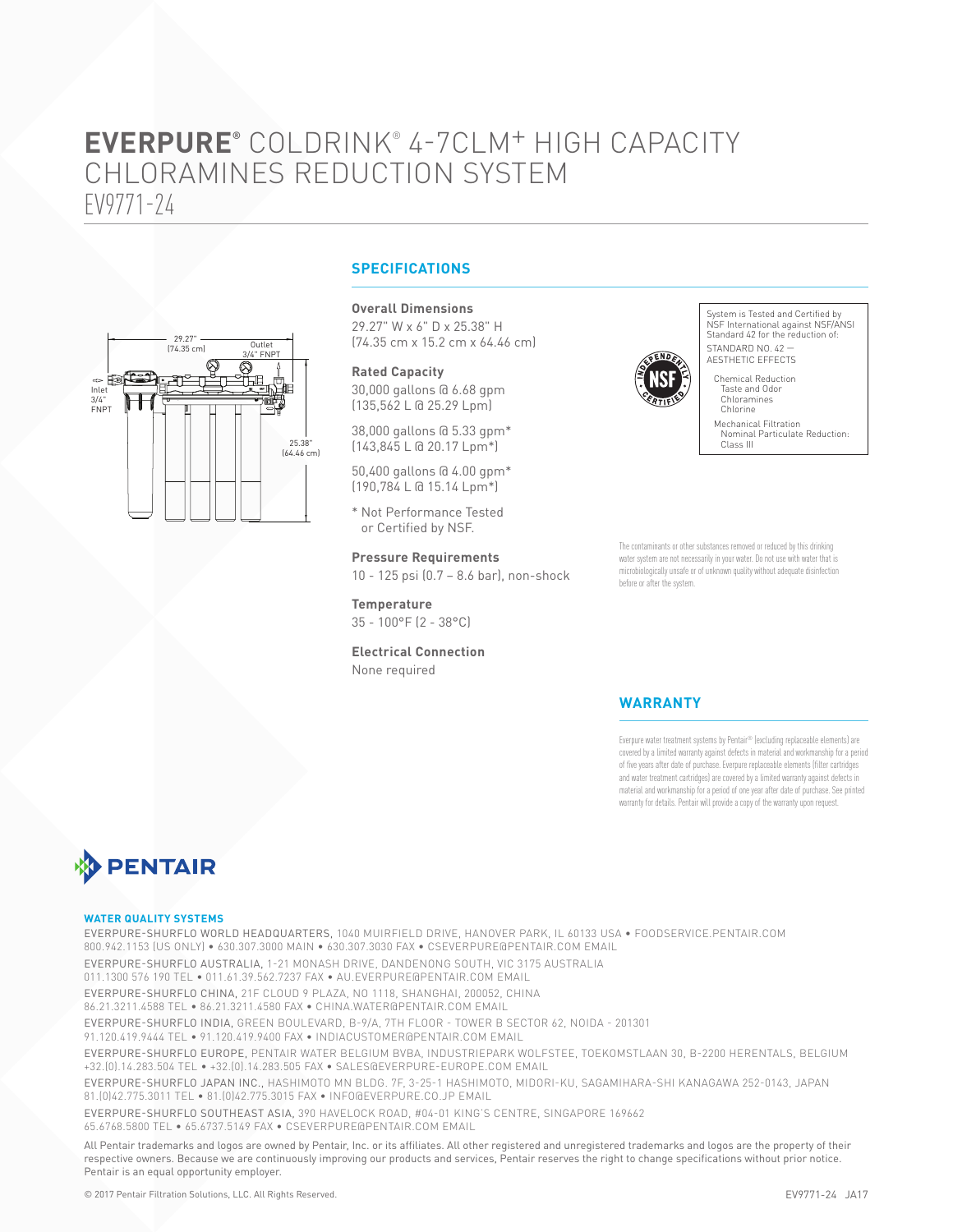# EVERPURE® COLDRINK® 4-7CLM+ HIGH CAPACITY CHLORAMINES REDUCTION SYSTEM

EV9771-24

29.27" (74.35 cm)

Outlet 3/4" FNPT

Inlet 3/4" FNPT

25.38" (64.46 cm)

## SPECIFICATIONS

**Overall Dimensions**
29.27" W x 6" D x 25.38" H
(74.35 cm x 15.2 cm x 64.46 cm)

**Rated Capacity**
30,000 gallons @ 6.68 gpm
(135,562 L @ 25.29 Lpm)

38,000 gallons @ 5.33 gpm*
(143,845 L @ 20.17 Lpm*)

50,400 gallons @ 4.00 gpm*
(190,784 L @ 15.14 Lpm*)

* Not Performance Tested or Certified by NSF.

**Pressure Requirements**
10 - 125 psi (0.7 – 8.6 bar), non-shock

**Temperature**
35 - 100°F (2 - 38°C)

**Electrical Connection**
None required

NSF INDEPENDENTLY CERTIFIED

System is Tested and Certified by NSF International against NSF/ANSI Standard 42 for the reduction of:

STANDARD NO. 42 — AESTHETIC EFFECTS

- Chemical Reduction
  - Taste and Odor
  - Chloramines
  - Chlorine
- Mechanical Filtration
  - Nominal Particulate Reduction: Class III

The contaminants or other substances removed or reduced by this drinking water system are not necessarily in your water. Do not use with water that is microbiologically unsafe or of unknown quality without adequate disinfection before or after the system.

## WARRANTY

Everpure water treatment systems by Pentair® (excluding replaceable elements) are covered by a limited warranty against defects in material and workmanship for a period of five years after date of purchase. Everpure replaceable elements (filter cartridges and water treatment cartridges) are covered by a limited warranty against defects in material and workmanship for a period of one year after date of purchase. See printed warranty for details. Pentair will provide a copy of the warranty upon request.

**PENTAIR**

**WATER QUALITY SYSTEMS**

EVERPURE-SHURFLO WORLD HEADQUARTERS, 1040 MUIRFIELD DRIVE, HANOVER PARK, IL 60133 USA • FOODSERVICE.PENTAIR.COM
800.942.1153 (US ONLY) • 630.307.3000 MAIN • 630.307.3030 FAX • CSEVERPURE@PENTAIR.COM EMAIL

EVERPURE-SHURFLO AUSTRALIA, 1-21 MONASH DRIVE, DANDENONG SOUTH, VIC 3175 AUSTRALIA
011.1300 576 190 TEL • 011.61.39.562.7237 FAX • AU.EVERPURE@PENTAIR.COM EMAIL

EVERPURE-SHURFLO CHINA, 21F CLOUD 9 PLAZA, NO 1118, SHANGHAI, 200052, CHINA
86.21.3211.4588 TEL • 86.21.3211.4580 FAX • CHINA.WATER@PENTAIR.COM EMAIL

EVERPURE-SHURFLO INDIA, GREEN BOULEVARD, B-9/A, 7TH FLOOR - TOWER B SECTOR 62, NOIDA - 201301
91.120.419.9444 TEL • 91.120.419.9400 FAX • INDIACUSTOMER@PENTAIR.COM EMAIL

EVERPURE-SHURFLO EUROPE, PENTAIR WATER BELGIUM BVBA, INDUSTRIEPARK WOLFSTEE, TOEKOMSTLAAN 30, B-2200 HERENTALS, BELGIUM
+32.(0).14.283.504 TEL • +32.(0).14.283.505 FAX • SALES@EVERPURE-EUROPE.COM EMAIL

EVERPURE-SHURFLO JAPAN INC., HASHIMOTO MN BLDG. 7F, 3-25-1 HASHIMOTO, MIDORI-KU, SAGAMIHARA-SHI KANAGAWA 252-0143, JAPAN
81.(0)42.775.3011 TEL • 81.(0)42.775.3015 FAX • INFO@EVERPURE.CO.JP EMAIL

EVERPURE-SHURFLO SOUTHEAST ASIA, 390 HAVELOCK ROAD, #04-01 KING'S CENTRE, SINGAPORE 169662
65.6768.5800 TEL • 65.6737.5149 FAX • CSEVERPURE@PENTAIR.COM EMAIL

All Pentair trademarks and logos are owned by Pentair, Inc. or its affiliates. All other registered and unregistered trademarks and logos are the property of their respective owners. Because we are continuously improving our products and services, Pentair reserves the right to change specifications without prior notice. Pentair is an equal opportunity employer.

© 2017 Pentair Filtration Solutions, LLC. All Rights Reserved.

EV9771-24 JA17